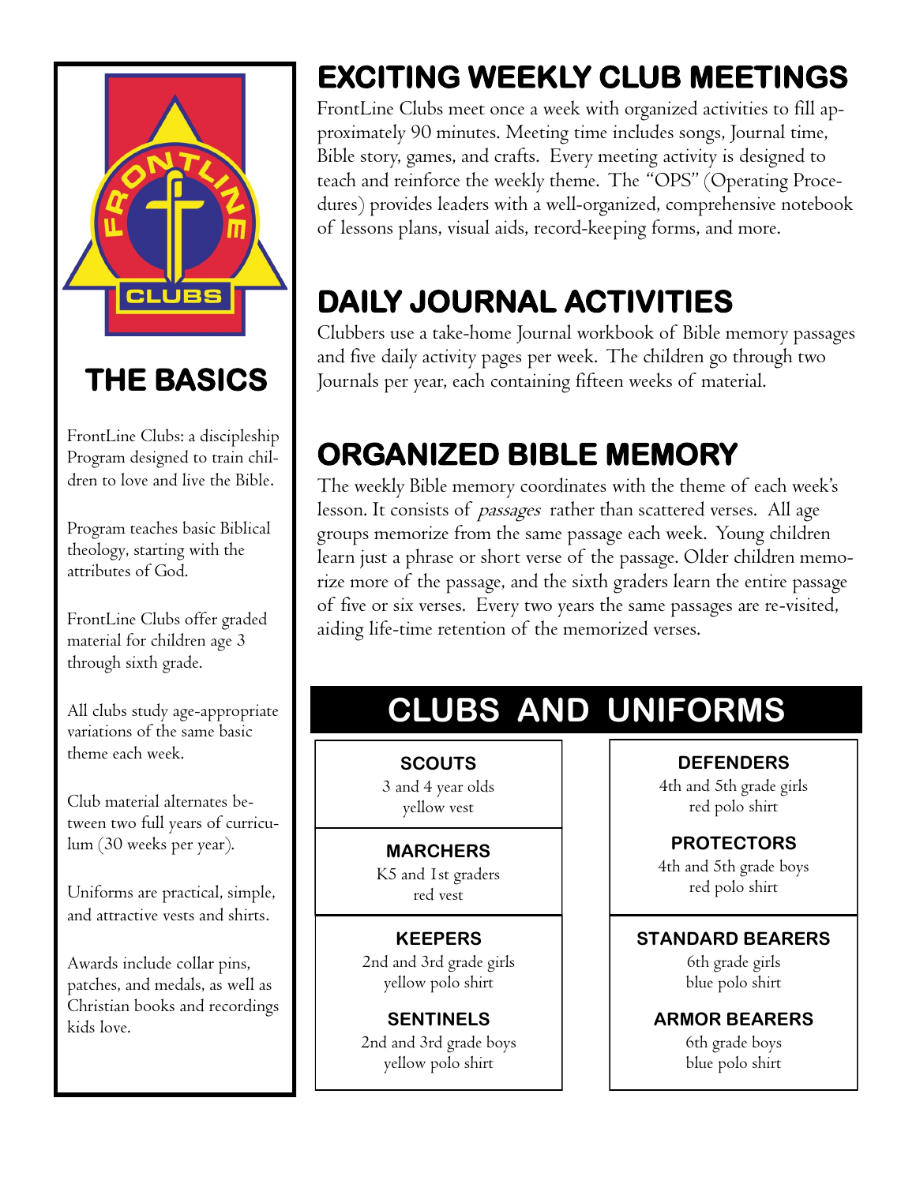## THE BASICS

FrontLine Clubs: a discipleship Program designed to train children to love and live the Bible.

Program teaches basic Biblical theology, starting with the attributes of God.

FrontLine Clubs offer graded material for children age 3 through sixth grade.

All clubs study age-appropriate variations of the same basic theme each week.

Club material alternates between two full years of curriculum (30 weeks per year).

Uniforms are practical, simple, and attractive vests and shirts.

Awards include collar pins, patches, and medals, as well as Christian books and recordings kids love.

# EXCITING WEEKLY CLUB MEETINGS

FrontLine Clubs meet once a week with organized activities to fill approximately 90 minutes. Meeting time includes songs, Journal time, Bible story, games, and crafts. Every meeting activity is designed to teach and reinforce the weekly theme. The "OPS" (Operating Procedures) provides leaders with a well-organized, comprehensive notebook of lessons plans, visual aids, record-keeping forms, and more.

# DAILY JOURNAL ACTIVITIES

Clubbers use a take-home Journal workbook of Bible memory passages and five daily activity pages per week. The children go through two Journals per year, each containing fifteen weeks of material.

# ORGANIZED BIBLE MEMORY

The weekly Bible memory coordinates with the theme of each week's lesson. It consists of *passages* rather than scattered verses. All age groups memorize from the same passage each week. Young children learn just a phrase or short verse of the passage. Older children memorize more of the passage, and the sixth graders learn the entire passage of five or six verses. Every two years the same passages are re-visited, aiding life-time retention of the memorized verses.

# CLUBS AND UNIFORMS

**SCOUTS**
3 and 4 year olds
yellow vest

**MARCHERS**
K5 and 1st graders
red vest

**KEEPERS**
2nd and 3rd grade girls
yellow polo shirt

**SENTINELS**
2nd and 3rd grade boys
yellow polo shirt

**DEFENDERS**
4th and 5th grade girls
red polo shirt

**PROTECTORS**
4th and 5th grade boys
red polo shirt

**STANDARD BEARERS**
6th grade girls
blue polo shirt

**ARMOR BEARERS**
6th grade boys
blue polo shirt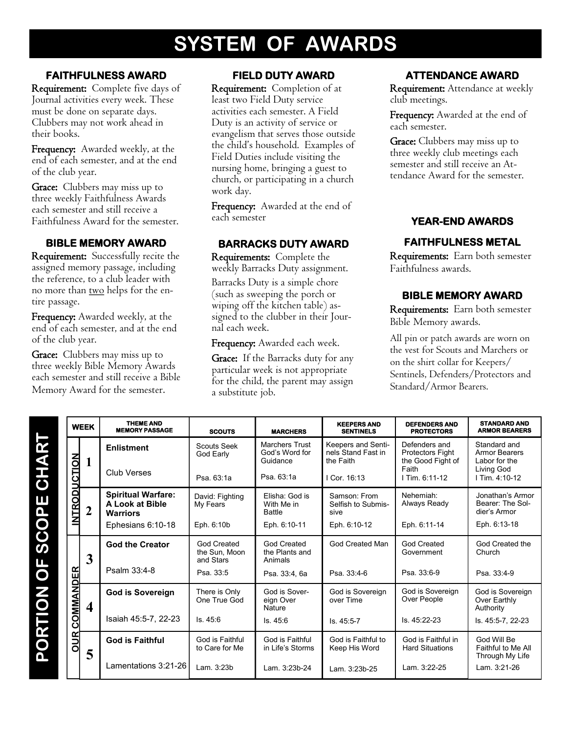# SYSTEM OF AWARDS

### FAITHFULNESS AWARD

**Requirement:** Complete five days of Journal activities every week. These must be done on separate days. Clubbers may not work ahead in their books.

**Frequency:** Awarded weekly, at the end of each semester, and at the end of the club year.

**Grace:** Clubbers may miss up to three weekly Faithfulness Awards each semester and still receive a Faithfulness Award for the semester.

### BIBLE MEMORY AWARD

**Requirement:** Successfully recite the assigned memory passage, including the reference, to a club leader with no more than two helps for the entire passage.

**Frequency:** Awarded weekly, at the end of each semester, and at the end of the club year.

**Grace:** Clubbers may miss up to three weekly Bible Memory Awards each semester and still receive a Bible Memory Award for the semester.

### FIELD DUTY AWARD

**Requirement:** Completion of at least two Field Duty service activities each semester. A Field Duty is an activity of service or evangelism that serves those outside the child's household. Examples of Field Duties include visiting the nursing home, bringing a guest to church, or participating in a church work day.

**Frequency:** Awarded at the end of each semester

### BARRACKS DUTY AWARD

**Requirements:** Complete the weekly Barracks Duty assignment.

Barracks Duty is a simple chore (such as sweeping the porch or wiping off the kitchen table) assigned to the clubber in their Journal each week.

**Frequency:** Awarded each week.

**Grace:** If the Barracks duty for any particular week is not appropriate for the child, the parent may assign a substitute job.

### ATTENDANCE AWARD

**Requirement:** Attendance at weekly club meetings.

**Frequency:** Awarded at the end of each semester.

**Grace:** Clubbers may miss up to three weekly club meetings each semester and still receive an Attendance Award for the semester.

### YEAR-END AWARDS

### FAITHFULNESS METAL

**Requirements:** Earn both semester Faithfulness awards.

### BIBLE MEMORY AWARD

**Requirements:** Earn both semester Bible Memory awards.

All pin or patch awards are worn on the vest for Scouts and Marchers or on the shirt collar for Keepers/Sentinels, Defenders/Protectors and Standard/Armor Bearers.

## PORTION OF SCOPE CHART

| WEEK | | THEME AND MEMORY PASSAGE | SCOUTS | MARCHERS | KEEPERS AND SENTINELS | DEFENDERS AND PROTECTORS | STANDARD AND ARMOR BEARERS |
|---|---|---|---|---|---|---|---|
| INTRODUCTION | 1 | **Enlistment** Club Verses | Scouts Seek God Early Psa. 63:1a | Marchers Trust God's Word for Guidance Psa. 63:1a | Keepers and Sentinels Stand Fast in the Faith I Cor. 16:13 | Defenders and Protectors Fight the Good Fight of Faith I Tim. 6:11-12 | Standard and Armor Bearers Labor for the Living God I Tim. 4:10-12 |
| INTRODUCTION | 2 | **Spiritual Warfare: A Look at Bible Warriors** Ephesians 6:10-18 | David: Fighting My Fears Eph. 6:10b | Elisha: God is With Me in Battle Eph. 6:10-11 | Samson: From Selfish to Submissive Eph. 6:10-12 | Nehemiah: Always Ready Eph. 6:11-14 | Jonathan's Armor Bearer: The Soldier's Armor Eph. 6:13-18 |
| OUR COMMANDER | 3 | **God the Creator** Psalm 33:4-8 | God Created the Sun, Moon and Stars Psa. 33:5 | God Created the Plants and Animals Psa. 33:4, 6a | God Created Man Psa. 33:4-6 | God Created Government Psa. 33:6-9 | God Created the Church Psa. 33:4-9 |
| OUR COMMANDER | 4 | **God is Sovereign** Isaiah 45:5-7, 22-23 | There is Only One True God Is. 45:6 | God is Sovereign Over Nature Is. 45:6 | God is Sovereign over Time Is. 45:5-7 | God is Sovereign Over People Is. 45:22-23 | God is Sovereign Over Earthly Authority Is. 45:5-7, 22-23 |
| OUR COMMANDER | 5 | **God is Faithful** Lamentations 3:21-26 | God is Faithful to Care for Me Lam. 3:23b | God is Faithful in Life's Storms Lam. 3:23b-24 | God is Faithful to Keep His Word Lam. 3:23b-25 | God is Faithful in Hard Situations Lam. 3:22-25 | God Will Be Faithful to Me All Through My Life Lam. 3:21-26 |